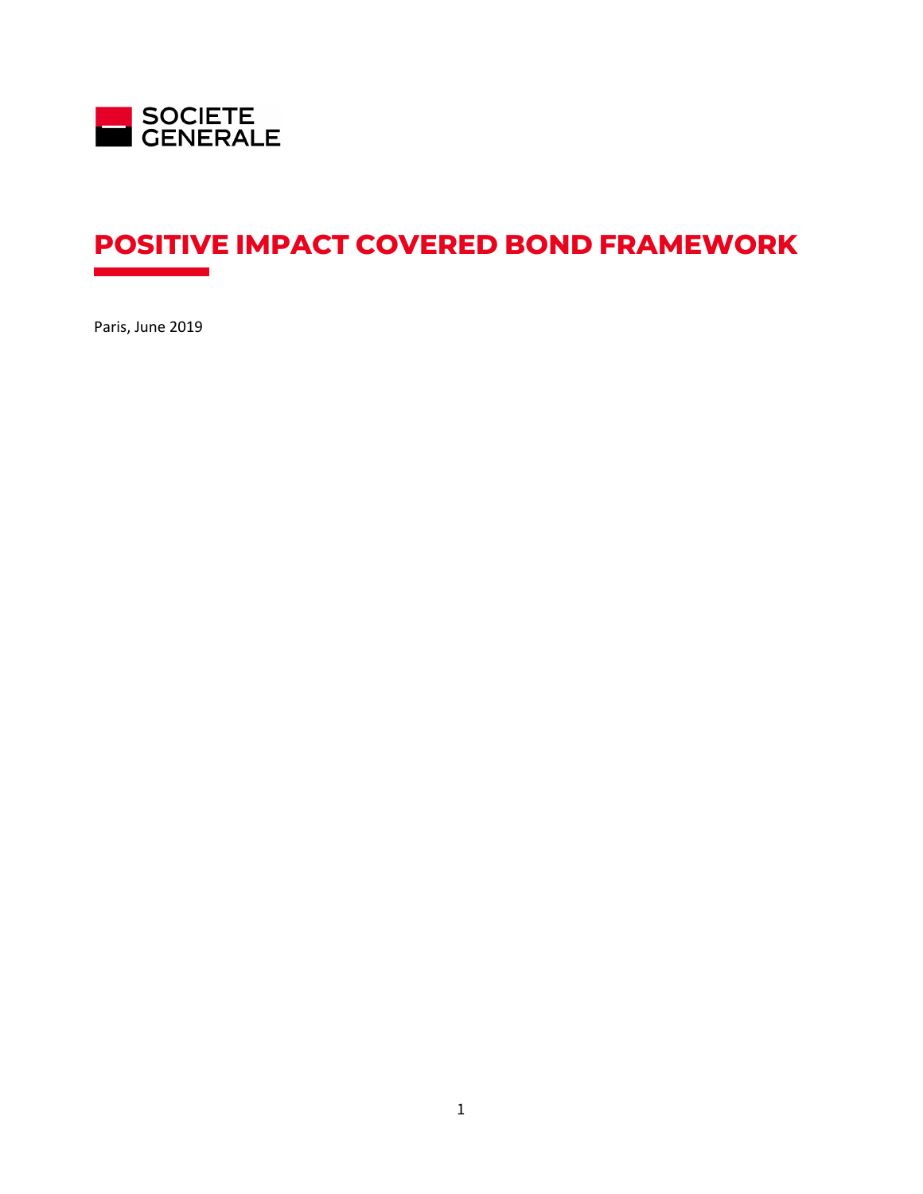SOCIETE GENERALE

# POSITIVE IMPACT COVERED BOND FRAMEWORK

Paris, June 2019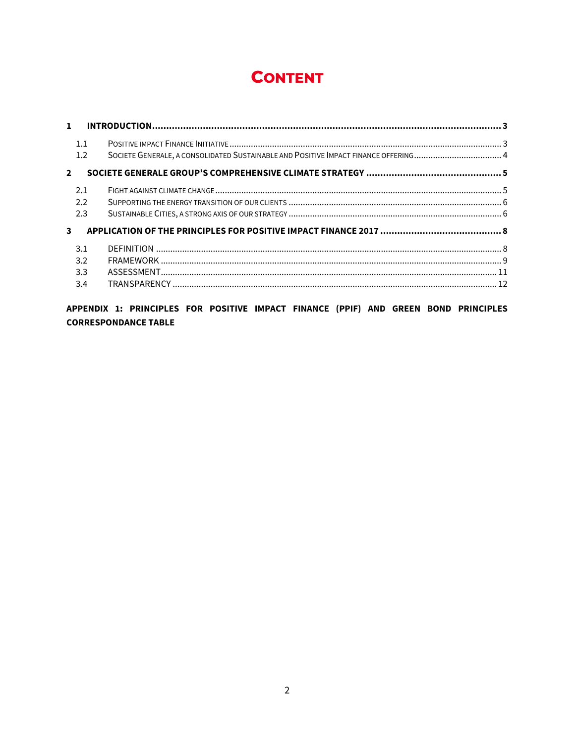# CONTENT

**1 INTRODUCTION ........................................................................................................................ 3**

1.1 POSITIVE IMPACT FINANCE INITIATIVE ........................................................................................................ 3
1.2 SOCIETE GENERALE, A CONSOLIDATED SUSTAINABLE AND POSITIVE IMPACT FINANCE OFFERING ..................................... 4

**2 SOCIETE GENERALE GROUP'S COMPREHENSIVE CLIMATE STRATEGY ................................................ 5**

2.1 FIGHT AGAINST CLIMATE CHANGE ........................................................................................................ 5
2.2 SUPPORTING THE ENERGY TRANSITION OF OUR CLIENTS ......................................................................... 6
2.3 SUSTAINABLE CITIES, A STRONG AXIS OF OUR STRATEGY ......................................................................... 6

**3 APPLICATION OF THE PRINCIPLES FOR POSITIVE IMPACT FINANCE 2017 ........................................... 8**

3.1 DEFINITION ................................................................................................................................ 8
3.2 FRAMEWORK .............................................................................................................................. 9
3.3 ASSESSMENT ............................................................................................................................. 11
3.4 TRANSPARENCY ........................................................................................................................ 12

**APPENDIX 1: PRINCIPLES FOR POSITIVE IMPACT FINANCE (PPIF) AND GREEN BOND PRINCIPLES CORRESPONDANCE TABLE**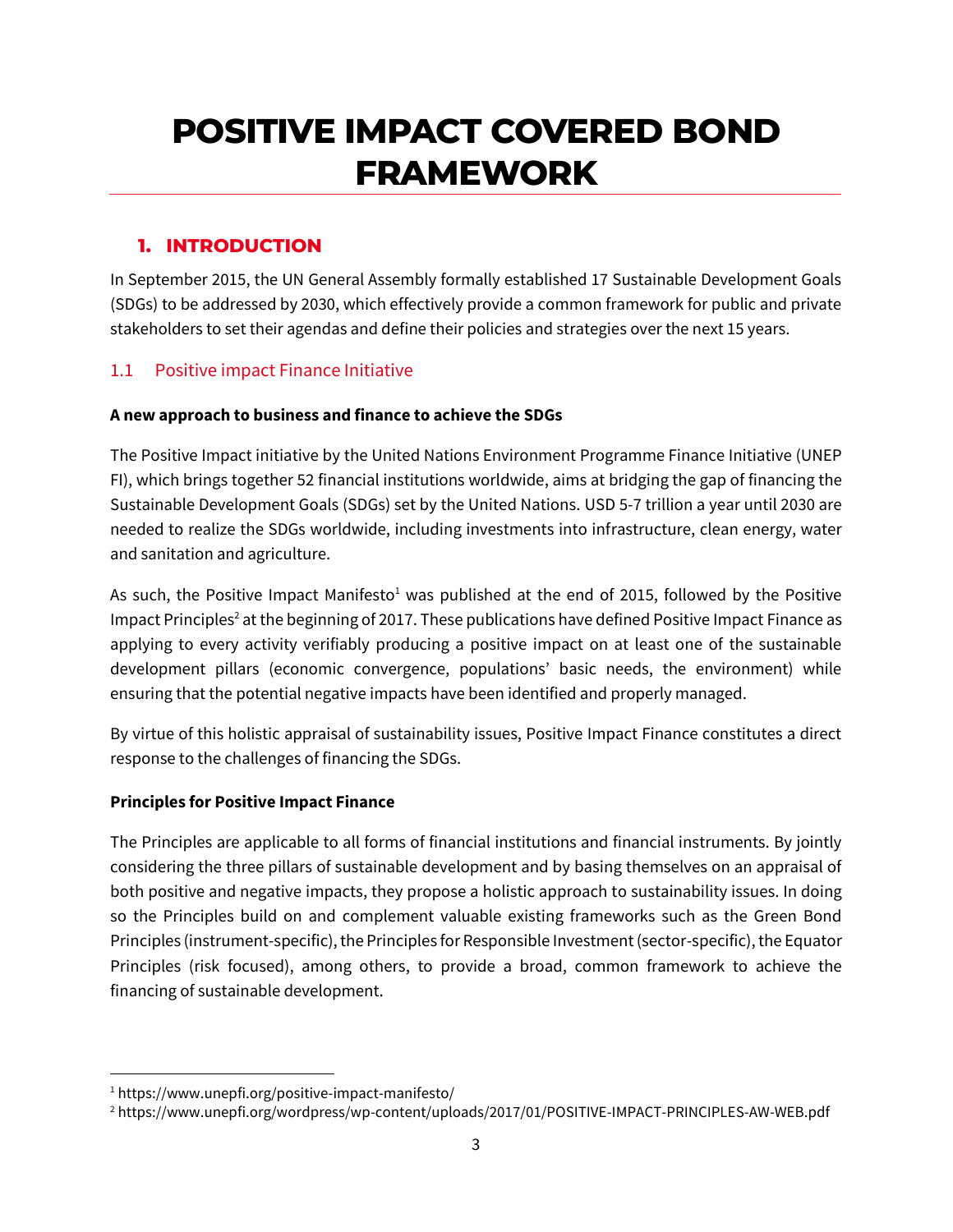# POSITIVE IMPACT COVERED BOND FRAMEWORK

## 1. INTRODUCTION

In September 2015, the UN General Assembly formally established 17 Sustainable Development Goals (SDGs) to be addressed by 2030, which effectively provide a common framework for public and private stakeholders to set their agendas and define their policies and strategies over the next 15 years.

### 1.1 Positive impact Finance Initiative

**A new approach to business and finance to achieve the SDGs**

The Positive Impact initiative by the United Nations Environment Programme Finance Initiative (UNEP FI), which brings together 52 financial institutions worldwide, aims at bridging the gap of financing the Sustainable Development Goals (SDGs) set by the United Nations. USD 5-7 trillion a year until 2030 are needed to realize the SDGs worldwide, including investments into infrastructure, clean energy, water and sanitation and agriculture.

As such, the Positive Impact Manifesto[1] was published at the end of 2015, followed by the Positive Impact Principles[2] at the beginning of 2017. These publications have defined Positive Impact Finance as applying to every activity verifiably producing a positive impact on at least one of the sustainable development pillars (economic convergence, populations' basic needs, the environment) while ensuring that the potential negative impacts have been identified and properly managed.

By virtue of this holistic appraisal of sustainability issues, Positive Impact Finance constitutes a direct response to the challenges of financing the SDGs.

**Principles for Positive Impact Finance**

The Principles are applicable to all forms of financial institutions and financial instruments. By jointly considering the three pillars of sustainable development and by basing themselves on an appraisal of both positive and negative impacts, they propose a holistic approach to sustainability issues. In doing so the Principles build on and complement valuable existing frameworks such as the Green Bond Principles (instrument-specific), the Principles for Responsible Investment (sector-specific), the Equator Principles (risk focused), among others, to provide a broad, common framework to achieve the financing of sustainable development.

---

[1] https://www.unepfi.org/positive-impact-manifesto/

[2] https://www.unepfi.org/wordpress/wp-content/uploads/2017/01/POSITIVE-IMPACT-PRINCIPLES-AW-WEB.pdf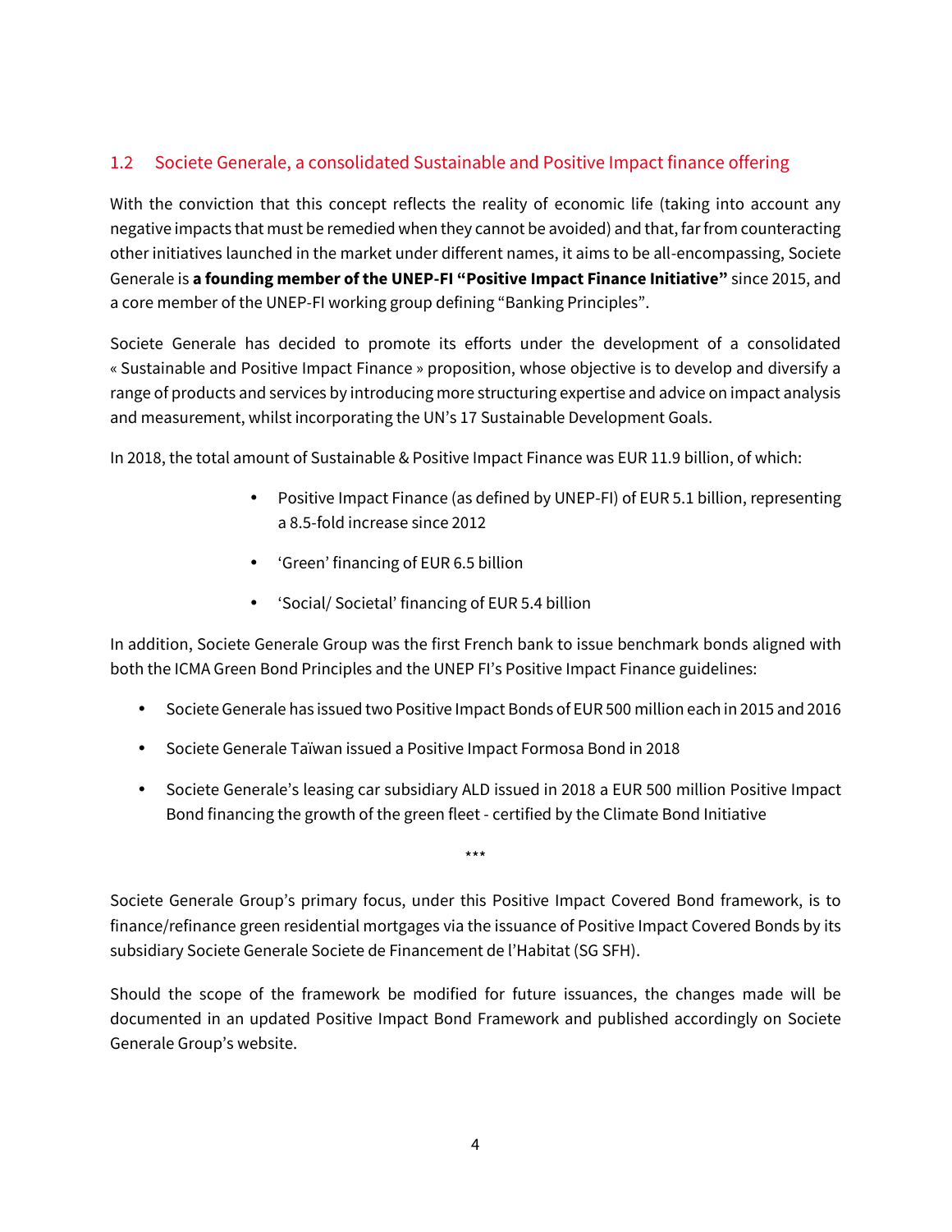## 1.2 Societe Generale, a consolidated Sustainable and Positive Impact finance offering

With the conviction that this concept reflects the reality of economic life (taking into account any negative impacts that must be remedied when they cannot be avoided) and that, far from counteracting other initiatives launched in the market under different names, it aims to be all-encompassing, Societe Generale is **a founding member of the UNEP-FI "Positive Impact Finance Initiative"** since 2015, and a core member of the UNEP-FI working group defining "Banking Principles".

Societe Generale has decided to promote its efforts under the development of a consolidated « Sustainable and Positive Impact Finance » proposition, whose objective is to develop and diversify a range of products and services by introducing more structuring expertise and advice on impact analysis and measurement, whilst incorporating the UN's 17 Sustainable Development Goals.

In 2018, the total amount of Sustainable & Positive Impact Finance was EUR 11.9 billion, of which:

- Positive Impact Finance (as defined by UNEP-FI) of EUR 5.1 billion, representing a 8.5-fold increase since 2012
- 'Green' financing of EUR 6.5 billion
- 'Social/ Societal' financing of EUR 5.4 billion

In addition, Societe Generale Group was the first French bank to issue benchmark bonds aligned with both the ICMA Green Bond Principles and the UNEP FI's Positive Impact Finance guidelines:

- Societe Generale has issued two Positive Impact Bonds of EUR 500 million each in 2015 and 2016
- Societe Generale Taïwan issued a Positive Impact Formosa Bond in 2018
- Societe Generale's leasing car subsidiary ALD issued in 2018 a EUR 500 million Positive Impact Bond financing the growth of the green fleet - certified by the Climate Bond Initiative

\*\*\*

Societe Generale Group's primary focus, under this Positive Impact Covered Bond framework, is to finance/refinance green residential mortgages via the issuance of Positive Impact Covered Bonds by its subsidiary Societe Generale Societe de Financement de l'Habitat (SG SFH).

Should the scope of the framework be modified for future issuances, the changes made will be documented in an updated Positive Impact Bond Framework and published accordingly on Societe Generale Group's website.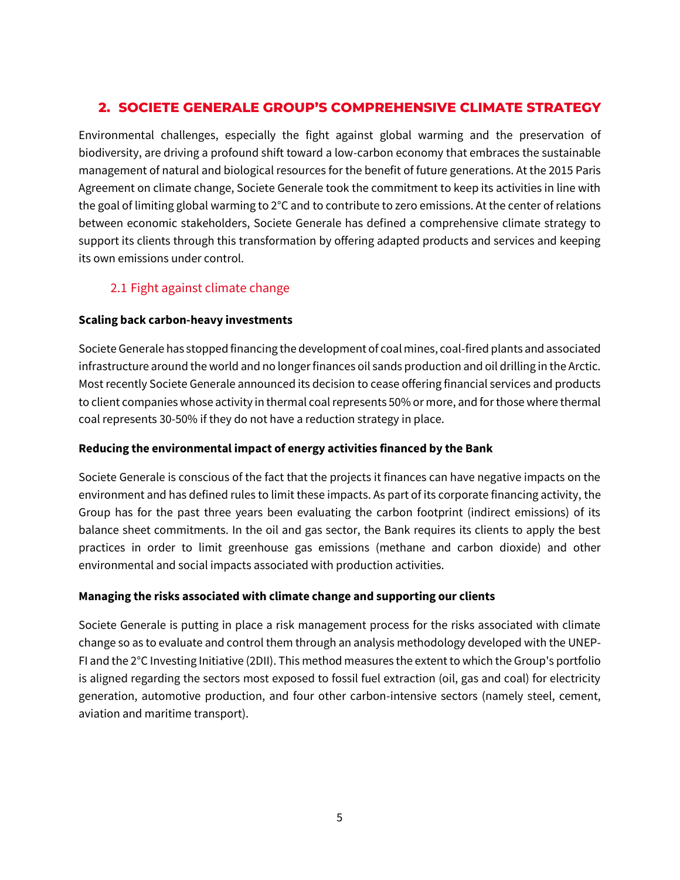## 2. SOCIETE GENERALE GROUP'S COMPREHENSIVE CLIMATE STRATEGY

Environmental challenges, especially the fight against global warming and the preservation of biodiversity, are driving a profound shift toward a low-carbon economy that embraces the sustainable management of natural and biological resources for the benefit of future generations. At the 2015 Paris Agreement on climate change, Societe Generale took the commitment to keep its activities in line with the goal of limiting global warming to 2°C and to contribute to zero emissions. At the center of relations between economic stakeholders, Societe Generale has defined a comprehensive climate strategy to support its clients through this transformation by offering adapted products and services and keeping its own emissions under control.

### 2.1 Fight against climate change

**Scaling back carbon-heavy investments**

Societe Generale has stopped financing the development of coal mines, coal-fired plants and associated infrastructure around the world and no longer finances oil sands production and oil drilling in the Arctic. Most recently Societe Generale announced its decision to cease offering financial services and products to client companies whose activity in thermal coal represents 50% or more, and for those where thermal coal represents 30-50% if they do not have a reduction strategy in place.

**Reducing the environmental impact of energy activities financed by the Bank**

Societe Generale is conscious of the fact that the projects it finances can have negative impacts on the environment and has defined rules to limit these impacts. As part of its corporate financing activity, the Group has for the past three years been evaluating the carbon footprint (indirect emissions) of its balance sheet commitments. In the oil and gas sector, the Bank requires its clients to apply the best practices in order to limit greenhouse gas emissions (methane and carbon dioxide) and other environmental and social impacts associated with production activities.

**Managing the risks associated with climate change and supporting our clients**

Societe Generale is putting in place a risk management process for the risks associated with climate change so as to evaluate and control them through an analysis methodology developed with the UNEP-FI and the 2°C Investing Initiative (2DII). This method measures the extent to which the Group's portfolio is aligned regarding the sectors most exposed to fossil fuel extraction (oil, gas and coal) for electricity generation, automotive production, and four other carbon-intensive sectors (namely steel, cement, aviation and maritime transport).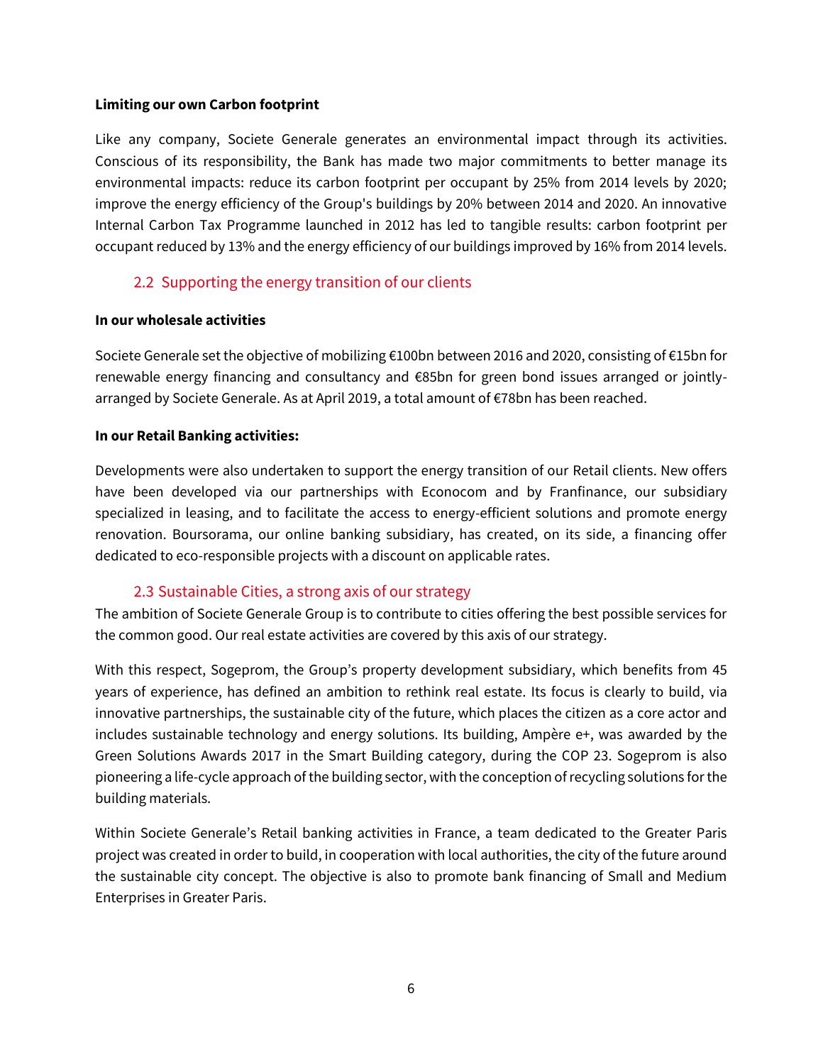**Limiting our own Carbon footprint**

Like any company, Societe Generale generates an environmental impact through its activities. Conscious of its responsibility, the Bank has made two major commitments to better manage its environmental impacts: reduce its carbon footprint per occupant by 25% from 2014 levels by 2020; improve the energy efficiency of the Group's buildings by 20% between 2014 and 2020. An innovative Internal Carbon Tax Programme launched in 2012 has led to tangible results: carbon footprint per occupant reduced by 13% and the energy efficiency of our buildings improved by 16% from 2014 levels.

## 2.2 Supporting the energy transition of our clients

**In our wholesale activities**

Societe Generale set the objective of mobilizing €100bn between 2016 and 2020, consisting of €15bn for renewable energy financing and consultancy and €85bn for green bond issues arranged or jointly-arranged by Societe Generale. As at April 2019, a total amount of €78bn has been reached.

**In our Retail Banking activities:**

Developments were also undertaken to support the energy transition of our Retail clients. New offers have been developed via our partnerships with Econocom and by Franfinance, our subsidiary specialized in leasing, and to facilitate the access to energy-efficient solutions and promote energy renovation. Boursorama, our online banking subsidiary, has created, on its side, a financing offer dedicated to eco-responsible projects with a discount on applicable rates.

## 2.3 Sustainable Cities, a strong axis of our strategy

The ambition of Societe Generale Group is to contribute to cities offering the best possible services for the common good. Our real estate activities are covered by this axis of our strategy.

With this respect, Sogeprom, the Group's property development subsidiary, which benefits from 45 years of experience, has defined an ambition to rethink real estate. Its focus is clearly to build, via innovative partnerships, the sustainable city of the future, which places the citizen as a core actor and includes sustainable technology and energy solutions. Its building, Ampère e+, was awarded by the Green Solutions Awards 2017 in the Smart Building category, during the COP 23. Sogeprom is also pioneering a life-cycle approach of the building sector, with the conception of recycling solutions for the building materials.

Within Societe Generale's Retail banking activities in France, a team dedicated to the Greater Paris project was created in order to build, in cooperation with local authorities, the city of the future around the sustainable city concept. The objective is also to promote bank financing of Small and Medium Enterprises in Greater Paris.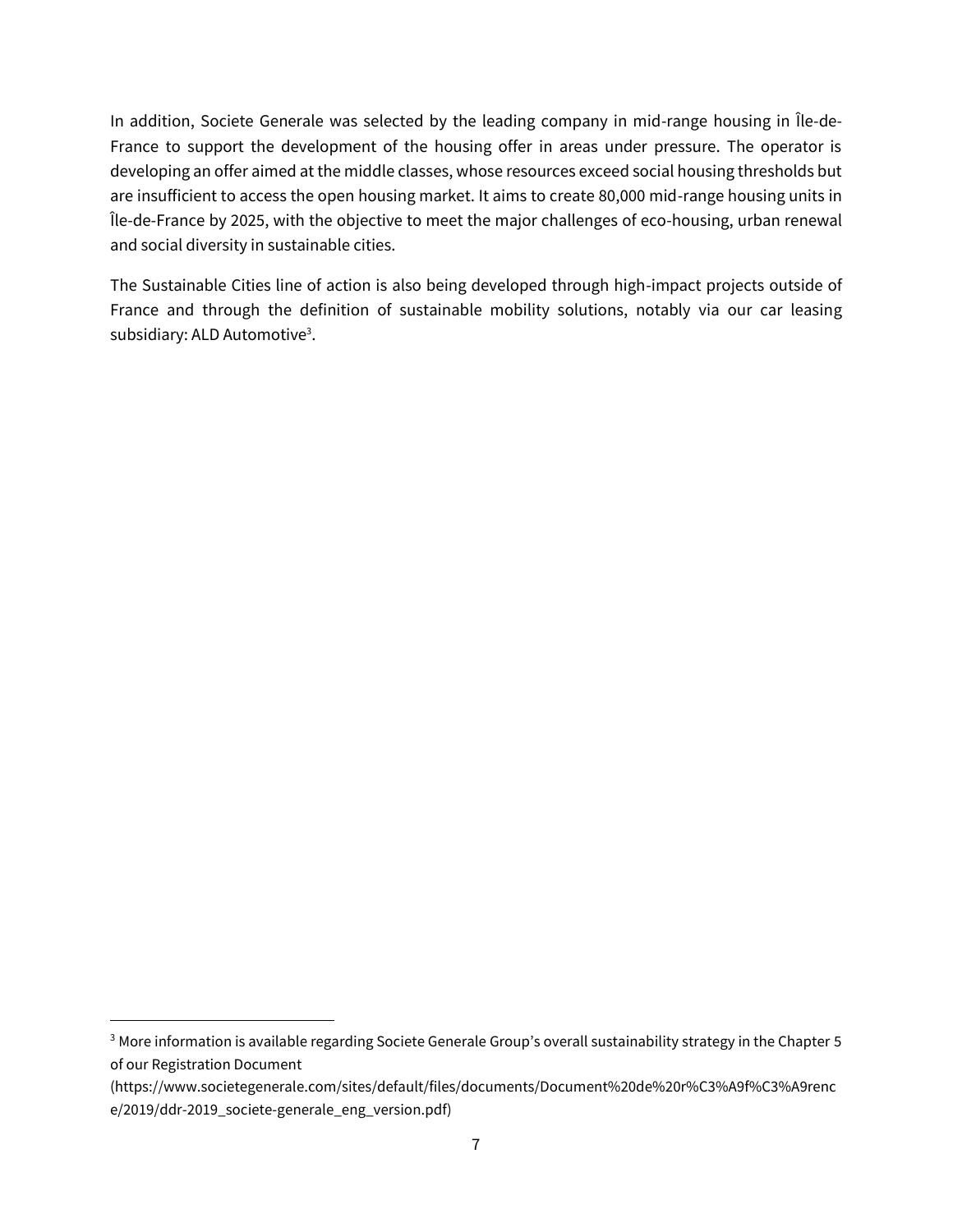In addition, Societe Generale was selected by the leading company in mid-range housing in Île-de-France to support the development of the housing offer in areas under pressure. The operator is developing an offer aimed at the middle classes, whose resources exceed social housing thresholds but are insufficient to access the open housing market. It aims to create 80,000 mid-range housing units in Île-de-France by 2025, with the objective to meet the major challenges of eco-housing, urban renewal and social diversity in sustainable cities.

The Sustainable Cities line of action is also being developed through high-impact projects outside of France and through the definition of sustainable mobility solutions, notably via our car leasing subsidiary: ALD Automotive[3].

[3] More information is available regarding Societe Generale Group's overall sustainability strategy in the Chapter 5 of our Registration Document (https://www.societegenerale.com/sites/default/files/documents/Document%20de%20r%C3%A9f%C3%A9rence/2019/ddr-2019_societe-generale_eng_version.pdf)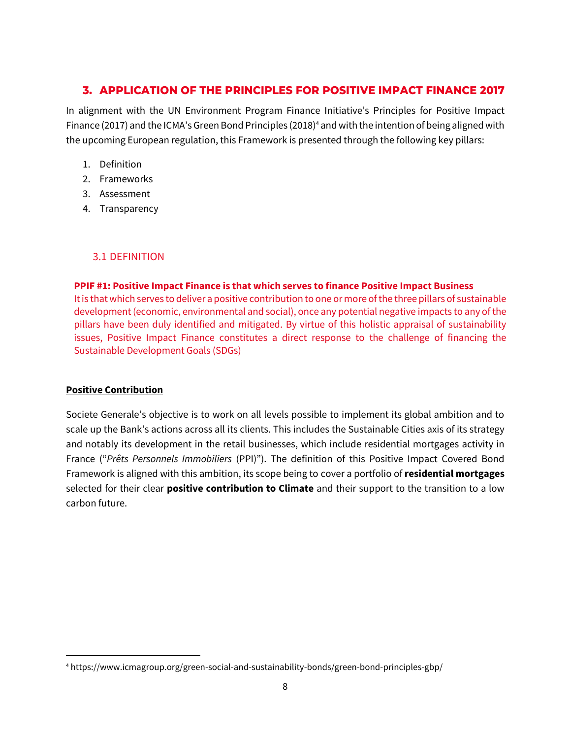## 3. APPLICATION OF THE PRINCIPLES FOR POSITIVE IMPACT FINANCE 2017

In alignment with the UN Environment Program Finance Initiative's Principles for Positive Impact Finance (2017) and the ICMA's Green Bond Principles (2018)[4] and with the intention of being aligned with the upcoming European regulation, this Framework is presented through the following key pillars:

1. Definition
2. Frameworks
3. Assessment
4. Transparency

### 3.1 DEFINITION

**PPIF #1: Positive Impact Finance is that which serves to finance Positive Impact Business**
It is that which serves to deliver a positive contribution to one or more of the three pillars of sustainable development (economic, environmental and social), once any potential negative impacts to any of the pillars have been duly identified and mitigated. By virtue of this holistic appraisal of sustainability issues, Positive Impact Finance constitutes a direct response to the challenge of financing the Sustainable Development Goals (SDGs)

**Positive Contribution**

Societe Generale's objective is to work on all levels possible to implement its global ambition and to scale up the Bank's actions across all its clients. This includes the Sustainable Cities axis of its strategy and notably its development in the retail businesses, which include residential mortgages activity in France ("*Prêts Personnels Immobiliers* (PPI)"). The definition of this Positive Impact Covered Bond Framework is aligned with this ambition, its scope being to cover a portfolio of **residential mortgages** selected for their clear **positive contribution to Climate** and their support to the transition to a low carbon future.

[4] https://www.icmagroup.org/green-social-and-sustainability-bonds/green-bond-principles-gbp/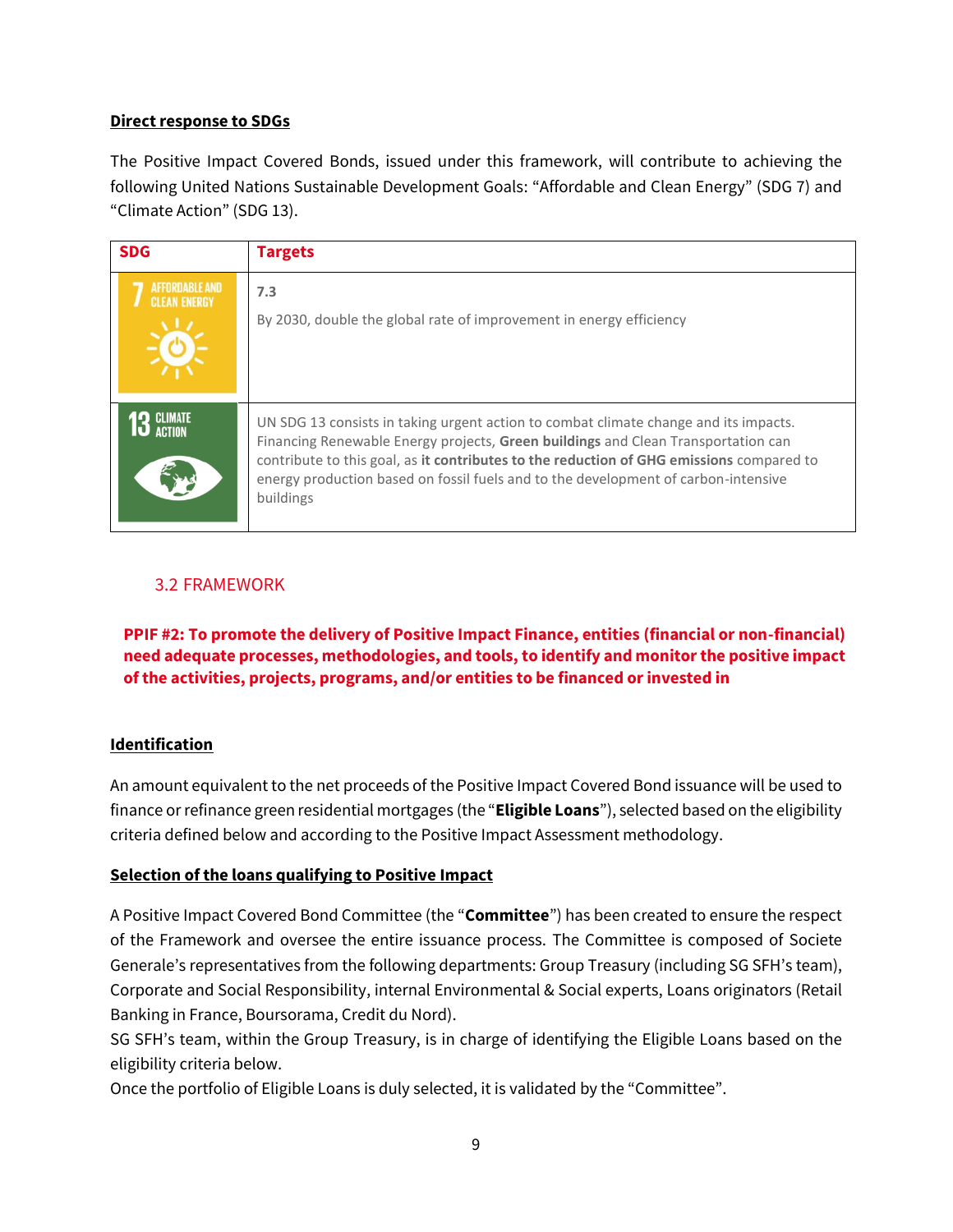**Direct response to SDGs**

The Positive Impact Covered Bonds, issued under this framework, will contribute to achieving the following United Nations Sustainable Development Goals: "Affordable and Clean Energy" (SDG 7) and "Climate Action" (SDG 13).

| SDG | Targets |
|---|---|
| 7 AFFORDABLE AND CLEAN ENERGY | **7.3**<br>By 2030, double the global rate of improvement in energy efficiency |
| 13 CLIMATE ACTION | UN SDG 13 consists in taking urgent action to combat climate change and its impacts. Financing Renewable Energy projects, **Green buildings** and Clean Transportation can contribute to this goal, as **it contributes to the reduction of GHG emissions** compared to energy production based on fossil fuels and to the development of carbon-intensive buildings |

## 3.2 FRAMEWORK

**PPIF #2: To promote the delivery of Positive Impact Finance, entities (financial or non-financial) need adequate processes, methodologies, and tools, to identify and monitor the positive impact of the activities, projects, programs, and/or entities to be financed or invested in**

**Identification**

An amount equivalent to the net proceeds of the Positive Impact Covered Bond issuance will be used to finance or refinance green residential mortgages (the "**Eligible Loans**"), selected based on the eligibility criteria defined below and according to the Positive Impact Assessment methodology.

**Selection of the loans qualifying to Positive Impact**

A Positive Impact Covered Bond Committee (the "**Committee**") has been created to ensure the respect of the Framework and oversee the entire issuance process. The Committee is composed of Societe Generale's representatives from the following departments: Group Treasury (including SG SFH's team), Corporate and Social Responsibility, internal Environmental & Social experts, Loans originators (Retail Banking in France, Boursorama, Credit du Nord).
SG SFH's team, within the Group Treasury, is in charge of identifying the Eligible Loans based on the eligibility criteria below.
Once the portfolio of Eligible Loans is duly selected, it is validated by the "Committee".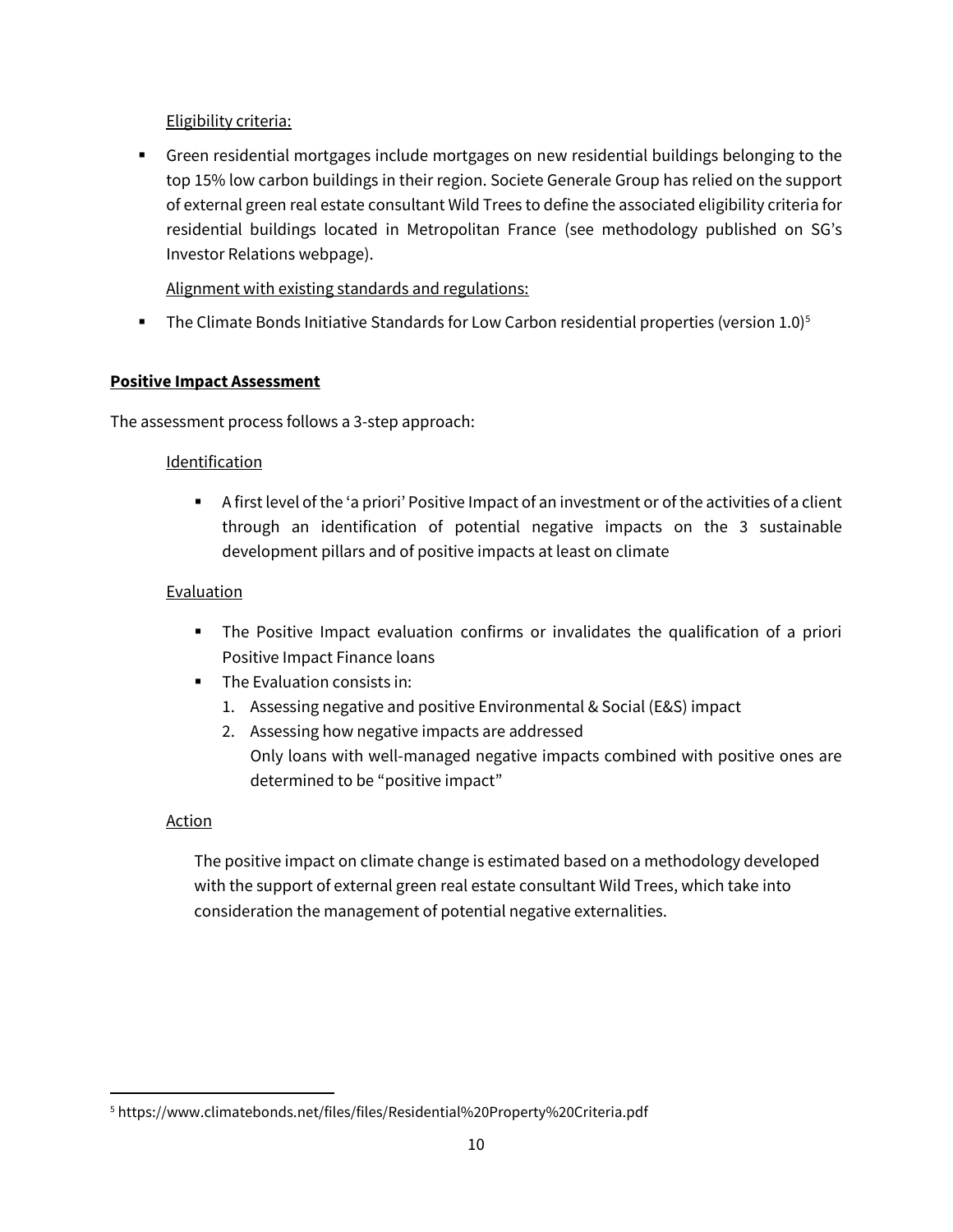Eligibility criteria:

- Green residential mortgages include mortgages on new residential buildings belonging to the top 15% low carbon buildings in their region. Societe Generale Group has relied on the support of external green real estate consultant Wild Trees to define the associated eligibility criteria for residential buildings located in Metropolitan France (see methodology published on SG's Investor Relations webpage).

Alignment with existing standards and regulations:

- The Climate Bonds Initiative Standards for Low Carbon residential properties (version 1.0)[5]

**Positive Impact Assessment**

The assessment process follows a 3-step approach:

Identification

- A first level of the 'a priori' Positive Impact of an investment or of the activities of a client through an identification of potential negative impacts on the 3 sustainable development pillars and of positive impacts at least on climate

Evaluation

- The Positive Impact evaluation confirms or invalidates the qualification of a priori Positive Impact Finance loans
- The Evaluation consists in:
  1. Assessing negative and positive Environmental & Social (E&S) impact
  2. Assessing how negative impacts are addressed
     Only loans with well-managed negative impacts combined with positive ones are determined to be "positive impact"

Action

The positive impact on climate change is estimated based on a methodology developed with the support of external green real estate consultant Wild Trees, which take into consideration the management of potential negative externalities.

[5] https://www.climatebonds.net/files/files/Residential%20Property%20Criteria.pdf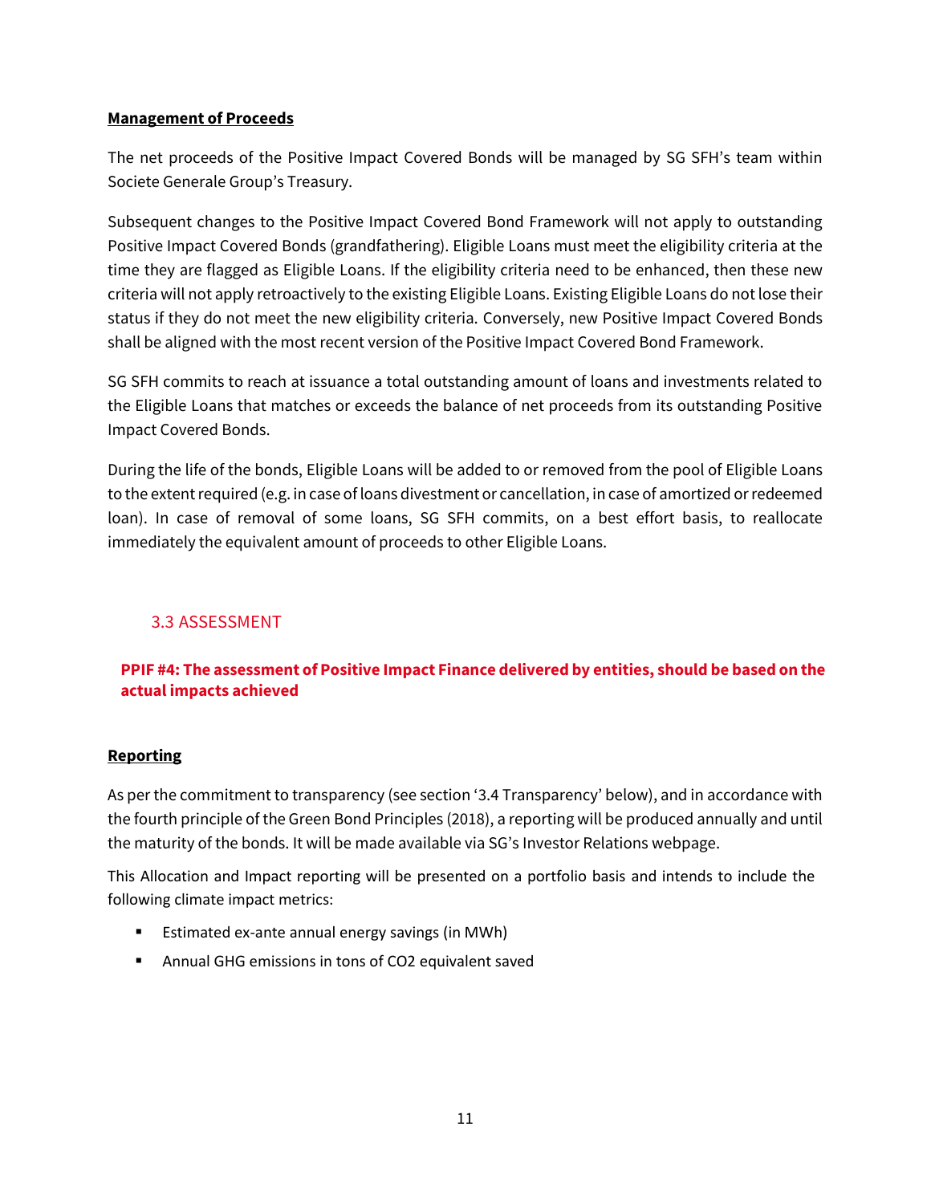**Management of Proceeds**

The net proceeds of the Positive Impact Covered Bonds will be managed by SG SFH's team within Societe Generale Group's Treasury.

Subsequent changes to the Positive Impact Covered Bond Framework will not apply to outstanding Positive Impact Covered Bonds (grandfathering). Eligible Loans must meet the eligibility criteria at the time they are flagged as Eligible Loans. If the eligibility criteria need to be enhanced, then these new criteria will not apply retroactively to the existing Eligible Loans. Existing Eligible Loans do not lose their status if they do not meet the new eligibility criteria. Conversely, new Positive Impact Covered Bonds shall be aligned with the most recent version of the Positive Impact Covered Bond Framework.

SG SFH commits to reach at issuance a total outstanding amount of loans and investments related to the Eligible Loans that matches or exceeds the balance of net proceeds from its outstanding Positive Impact Covered Bonds.

During the life of the bonds, Eligible Loans will be added to or removed from the pool of Eligible Loans to the extent required (e.g. in case of loans divestment or cancellation, in case of amortized or redeemed loan). In case of removal of some loans, SG SFH commits, on a best effort basis, to reallocate immediately the equivalent amount of proceeds to other Eligible Loans.

## 3.3 ASSESSMENT

**PPIF #4: The assessment of Positive Impact Finance delivered by entities, should be based on the actual impacts achieved**

**Reporting**

As per the commitment to transparency (see section '3.4 Transparency' below), and in accordance with the fourth principle of the Green Bond Principles (2018), a reporting will be produced annually and until the maturity of the bonds. It will be made available via SG's Investor Relations webpage.

This Allocation and Impact reporting will be presented on a portfolio basis and intends to include the following climate impact metrics:

- Estimated ex-ante annual energy savings (in MWh)
- Annual GHG emissions in tons of $CO_2$ equivalent saved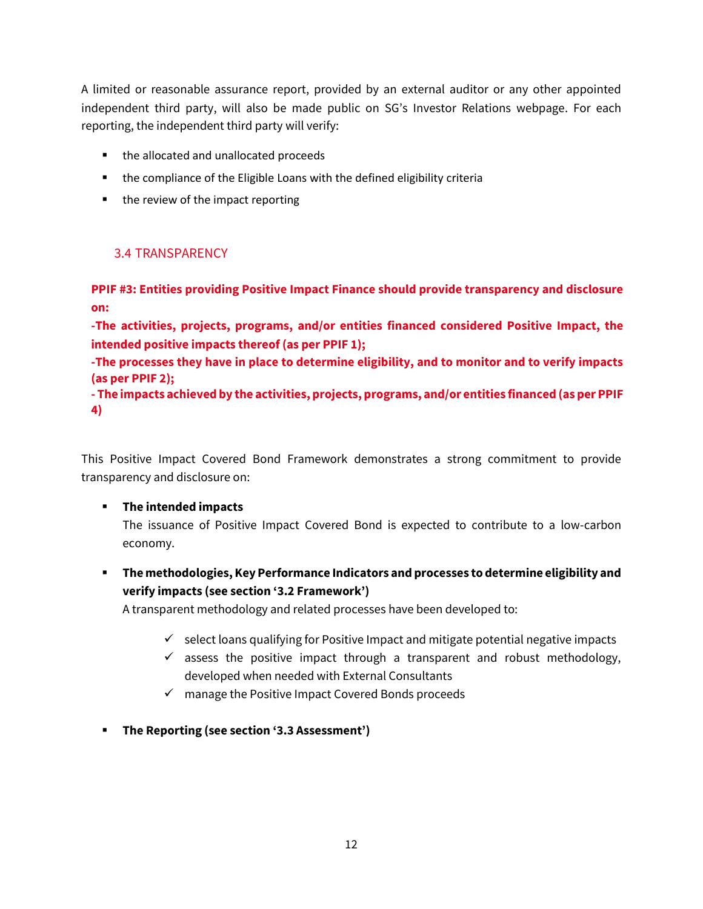A limited or reasonable assurance report, provided by an external auditor or any other appointed independent third party, will also be made public on SG's Investor Relations webpage. For each reporting, the independent third party will verify:

- the allocated and unallocated proceeds
- the compliance of the Eligible Loans with the defined eligibility criteria
- the review of the impact reporting

## 3.4 TRANSPARENCY

**PPIF #3: Entities providing Positive Impact Finance should provide transparency and disclosure on:**
**-The activities, projects, programs, and/or entities financed considered Positive Impact, the intended positive impacts thereof (as per PPIF 1);**
**-The processes they have in place to determine eligibility, and to monitor and to verify impacts (as per PPIF 2);**
**- The impacts achieved by the activities, projects, programs, and/or entities financed (as per PPIF 4)**

This Positive Impact Covered Bond Framework demonstrates a strong commitment to provide transparency and disclosure on:

- **The intended impacts**
  The issuance of Positive Impact Covered Bond is expected to contribute to a low-carbon economy.

- **The methodologies, Key Performance Indicators and processes to determine eligibility and verify impacts (see section '3.2 Framework')**
  A transparent methodology and related processes have been developed to:

  - ✓ select loans qualifying for Positive Impact and mitigate potential negative impacts
  - ✓ assess the positive impact through a transparent and robust methodology, developed when needed with External Consultants
  - ✓ manage the Positive Impact Covered Bonds proceeds

- **The Reporting (see section '3.3 Assessment')**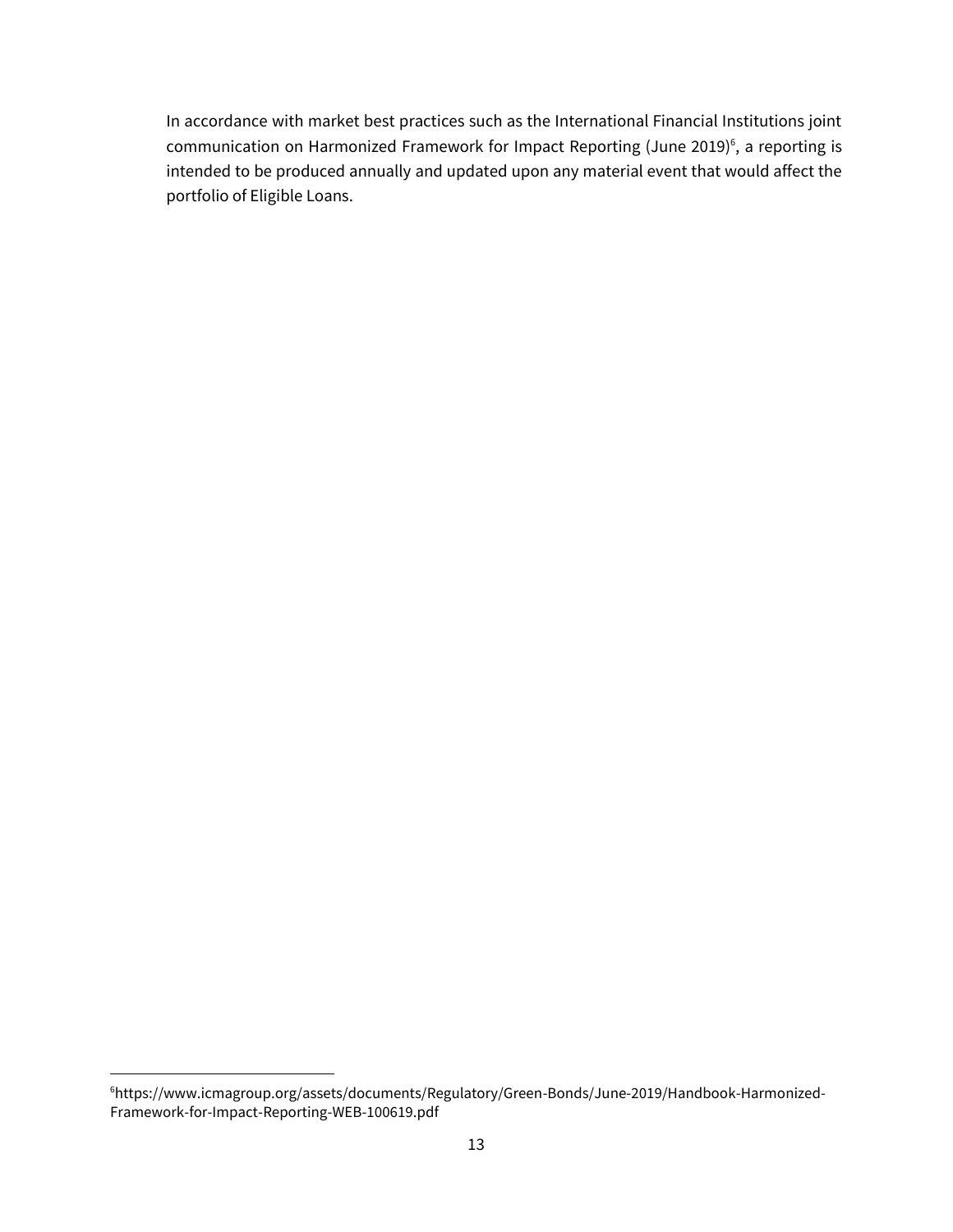In accordance with market best practices such as the International Financial Institutions joint communication on Harmonized Framework for Impact Reporting (June 2019)[6], a reporting is intended to be produced annually and updated upon any material event that would affect the portfolio of Eligible Loans.

[6]https://www.icmagroup.org/assets/documents/Regulatory/Green-Bonds/June-2019/Handbook-Harmonized-Framework-for-Impact-Reporting-WEB-100619.pdf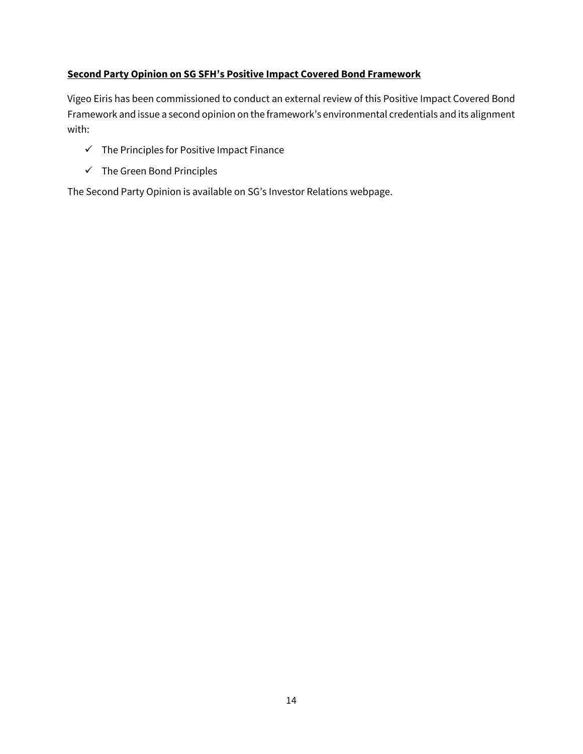**Second Party Opinion on SG SFH's Positive Impact Covered Bond Framework**

Vigeo Eiris has been commissioned to conduct an external review of this Positive Impact Covered Bond Framework and issue a second opinion on the framework's environmental credentials and its alignment with:

- ✓ The Principles for Positive Impact Finance
- ✓ The Green Bond Principles

The Second Party Opinion is available on SG's Investor Relations webpage.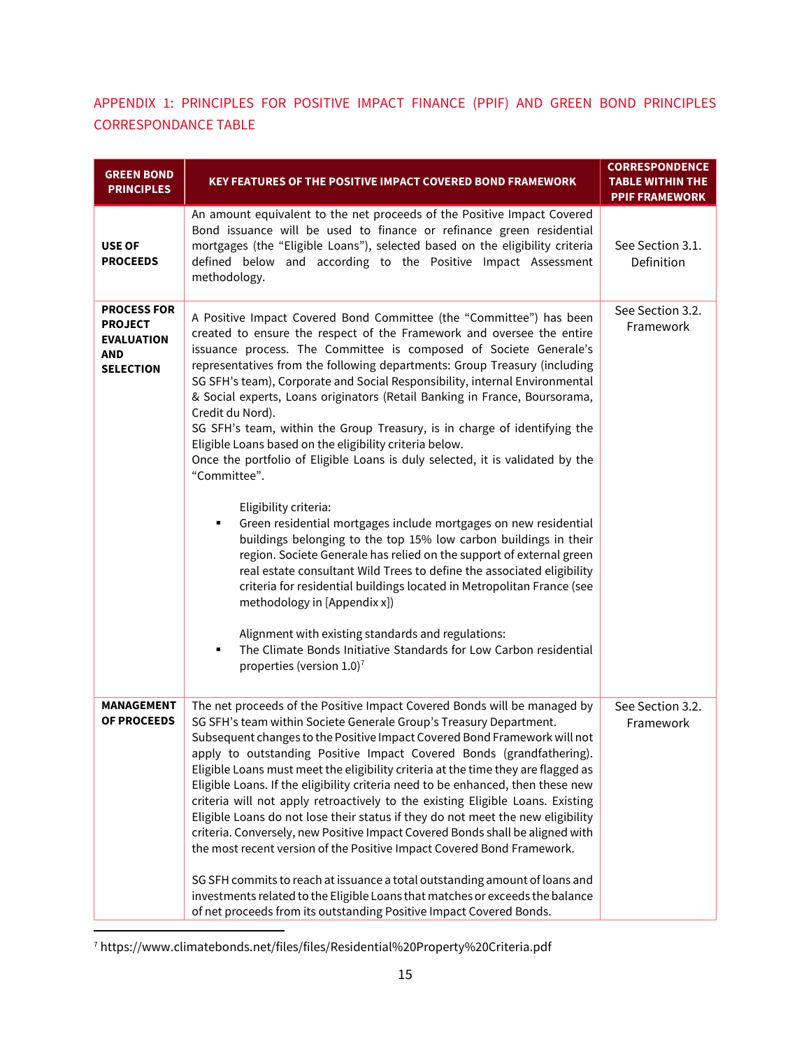## APPENDIX 1: PRINCIPLES FOR POSITIVE IMPACT FINANCE (PPIF) AND GREEN BOND PRINCIPLES CORRESPONDANCE TABLE

| GREEN BOND PRINCIPLES | KEY FEATURES OF THE POSITIVE IMPACT COVERED BOND FRAMEWORK | CORRESPONDENCE TABLE WITHIN THE PPIF FRAMEWORK |
|---|---|---|
| **USE OF PROCEEDS** | An amount equivalent to the net proceeds of the Positive Impact Covered Bond issuance will be used to finance or refinance green residential mortgages (the "Eligible Loans"), selected based on the eligibility criteria defined below and according to the Positive Impact Assessment methodology. | See Section 3.1. Definition |
| **PROCESS FOR PROJECT EVALUATION AND SELECTION** | A Positive Impact Covered Bond Committee (the "Committee") has been created to ensure the respect of the Framework and oversee the entire issuance process. The Committee is composed of Societe Generale's representatives from the following departments: Group Treasury (including SG SFH's team), Corporate and Social Responsibility, internal Environmental & Social experts, Loans originators (Retail Banking in France, Boursorama, Credit du Nord).<br>SG SFH's team, within the Group Treasury, is in charge of identifying the Eligible Loans based on the eligibility criteria below.<br>Once the portfolio of Eligible Loans is duly selected, it is validated by the "Committee".<br><br>Eligibility criteria:<br>▪ Green residential mortgages include mortgages on new residential buildings belonging to the top 15% low carbon buildings in their region. Societe Generale has relied on the support of external green real estate consultant Wild Trees to define the associated eligibility criteria for residential buildings located in Metropolitan France (see methodology in [Appendix x])<br><br>Alignment with existing standards and regulations:<br>▪ The Climate Bonds Initiative Standards for Low Carbon residential properties (version 1.0)[7] | See Section 3.2. Framework |
| **MANAGEMENT OF PROCEEDS** | The net proceeds of the Positive Impact Covered Bonds will be managed by SG SFH's team within Societe Generale Group's Treasury Department.<br>Subsequent changes to the Positive Impact Covered Bond Framework will not apply to outstanding Positive Impact Covered Bonds (grandfathering). Eligible Loans must meet the eligibility criteria at the time they are flagged as Eligible Loans. If the eligibility criteria need to be enhanced, then these new criteria will not apply retroactively to the existing Eligible Loans. Existing Eligible Loans do not lose their status if they do not meet the new eligibility criteria. Conversely, new Positive Impact Covered Bonds shall be aligned with the most recent version of the Positive Impact Covered Bond Framework.<br><br>SG SFH commits to reach at issuance a total outstanding amount of loans and investments related to the Eligible Loans that matches or exceeds the balance of net proceeds from its outstanding Positive Impact Covered Bonds. | See Section 3.2. Framework |

[7] https://www.climatebonds.net/files/files/Residential%20Property%20Criteria.pdf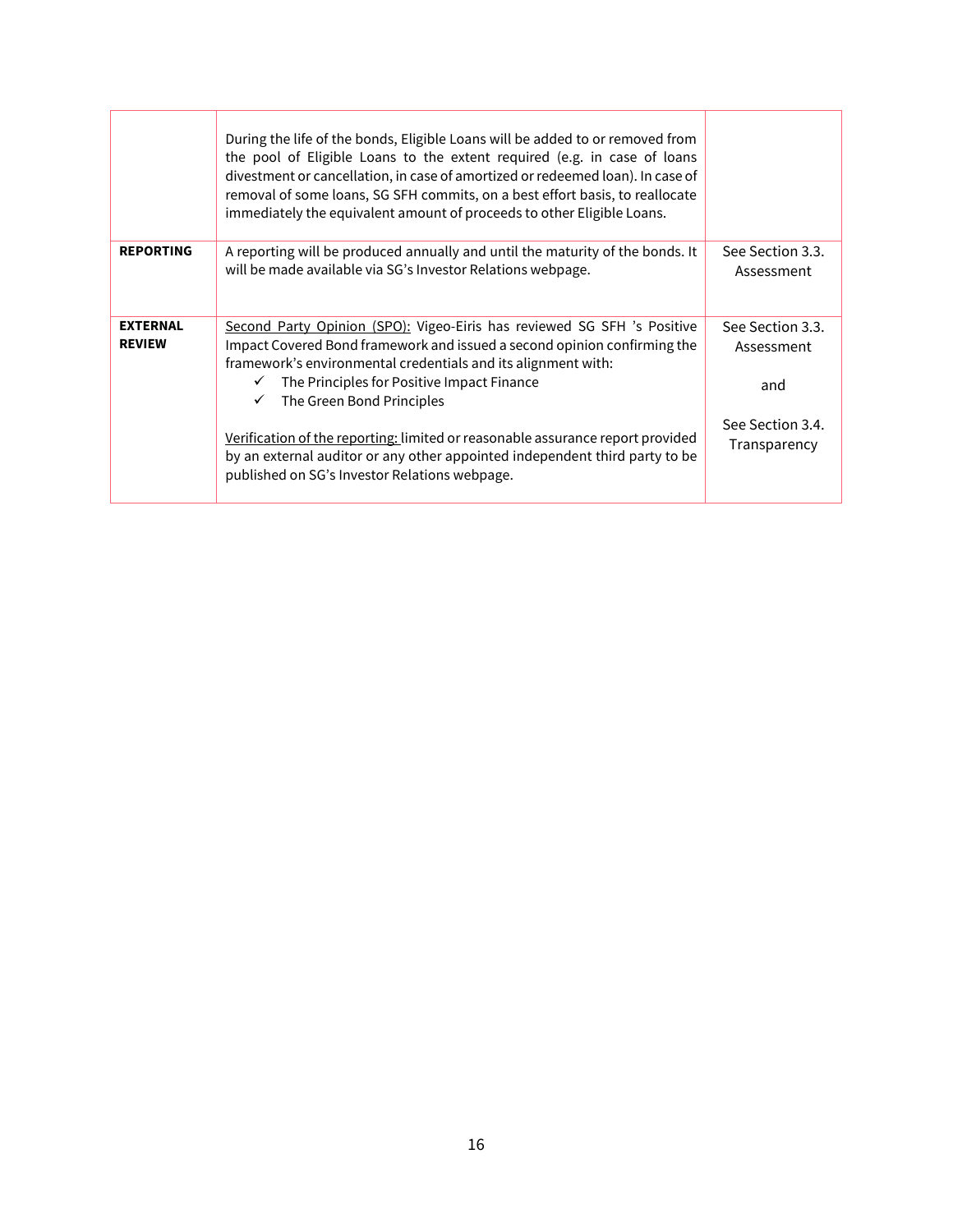| | | |
|---|---|---|
| | During the life of the bonds, Eligible Loans will be added to or removed from the pool of Eligible Loans to the extent required (e.g. in case of loans divestment or cancellation, in case of amortized or redeemed loan). In case of removal of some loans, SG SFH commits, on a best effort basis, to reallocate immediately the equivalent amount of proceeds to other Eligible Loans. | |
| **REPORTING** | A reporting will be produced annually and until the maturity of the bonds. It will be made available via SG's Investor Relations webpage. | See Section 3.3. Assessment |
| **EXTERNAL REVIEW** | Second Party Opinion (SPO): Vigeo-Eiris has reviewed SG SFH 's Positive Impact Covered Bond framework and issued a second opinion confirming the framework's environmental credentials and its alignment with:<br>✓ The Principles for Positive Impact Finance<br>✓ The Green Bond Principles<br><br>Verification of the reporting: limited or reasonable assurance report provided by an external auditor or any other appointed independent third party to be published on SG's Investor Relations webpage. | See Section 3.3. Assessment<br><br>and<br><br>See Section 3.4. Transparency |